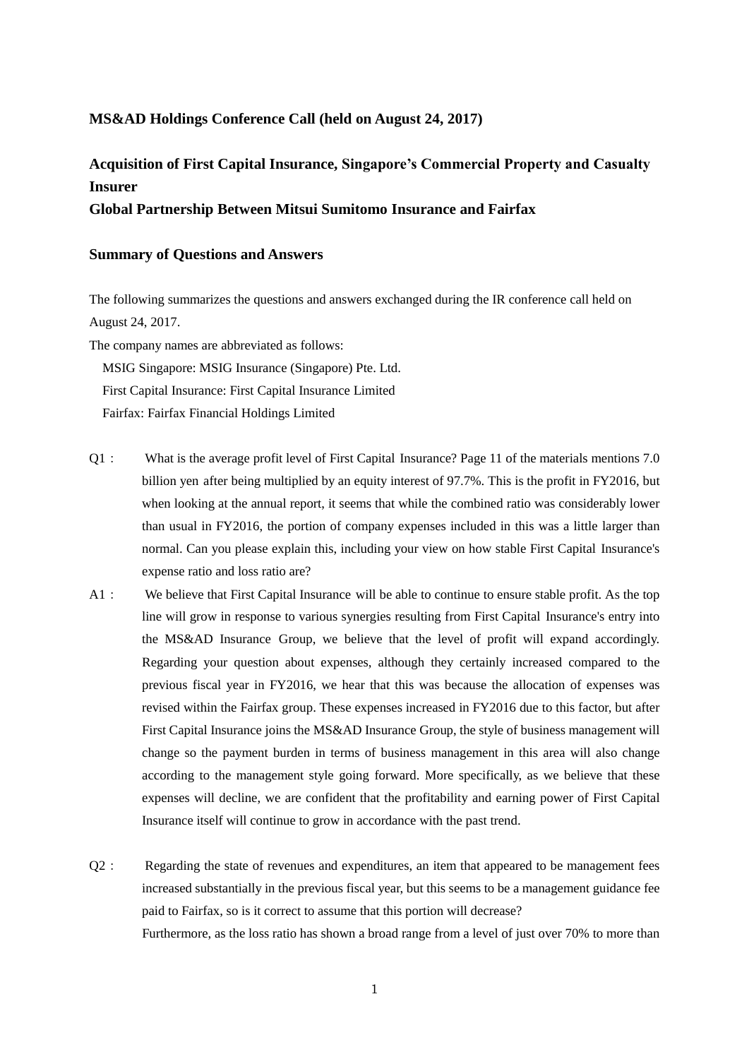### MS&AD Holdings Conference Call (held on August 24, 2017)

## Acquisition of First Capital Insurance, Singapore's Commercial Property and Casualty Insurer
## Global Partnership Between Mitsui Sumitomo Insurance and Fairfax

### Summary of Questions and Answers

The following summarizes the questions and answers exchanged during the IR conference call held on August 24, 2017.

The company names are abbreviated as follows:

MSIG Singapore: MSIG Insurance (Singapore) Pte. Ltd.
First Capital Insurance: First Capital Insurance Limited
Fairfax: Fairfax Financial Holdings Limited

Q1 : What is the average profit level of First Capital Insurance? Page 11 of the materials mentions 7.0 billion yen after being multiplied by an equity interest of 97.7%. This is the profit in FY2016, but when looking at the annual report, it seems that while the combined ratio was considerably lower than usual in FY2016, the portion of company expenses included in this was a little larger than normal. Can you please explain this, including your view on how stable First Capital Insurance's expense ratio and loss ratio are?

A1 : We believe that First Capital Insurance will be able to continue to ensure stable profit. As the top line will grow in response to various synergies resulting from First Capital Insurance's entry into the MS&AD Insurance Group, we believe that the level of profit will expand accordingly. Regarding your question about expenses, although they certainly increased compared to the previous fiscal year in FY2016, we hear that this was because the allocation of expenses was revised within the Fairfax group. These expenses increased in FY2016 due to this factor, but after First Capital Insurance joins the MS&AD Insurance Group, the style of business management will change so the payment burden in terms of business management in this area will also change according to the management style going forward. More specifically, as we believe that these expenses will decline, we are confident that the profitability and earning power of First Capital Insurance itself will continue to grow in accordance with the past trend.

Q2 : Regarding the state of revenues and expenditures, an item that appeared to be management fees increased substantially in the previous fiscal year, but this seems to be a management guidance fee paid to Fairfax, so is it correct to assume that this portion will decrease?

Furthermore, as the loss ratio has shown a broad range from a level of just over 70% to more than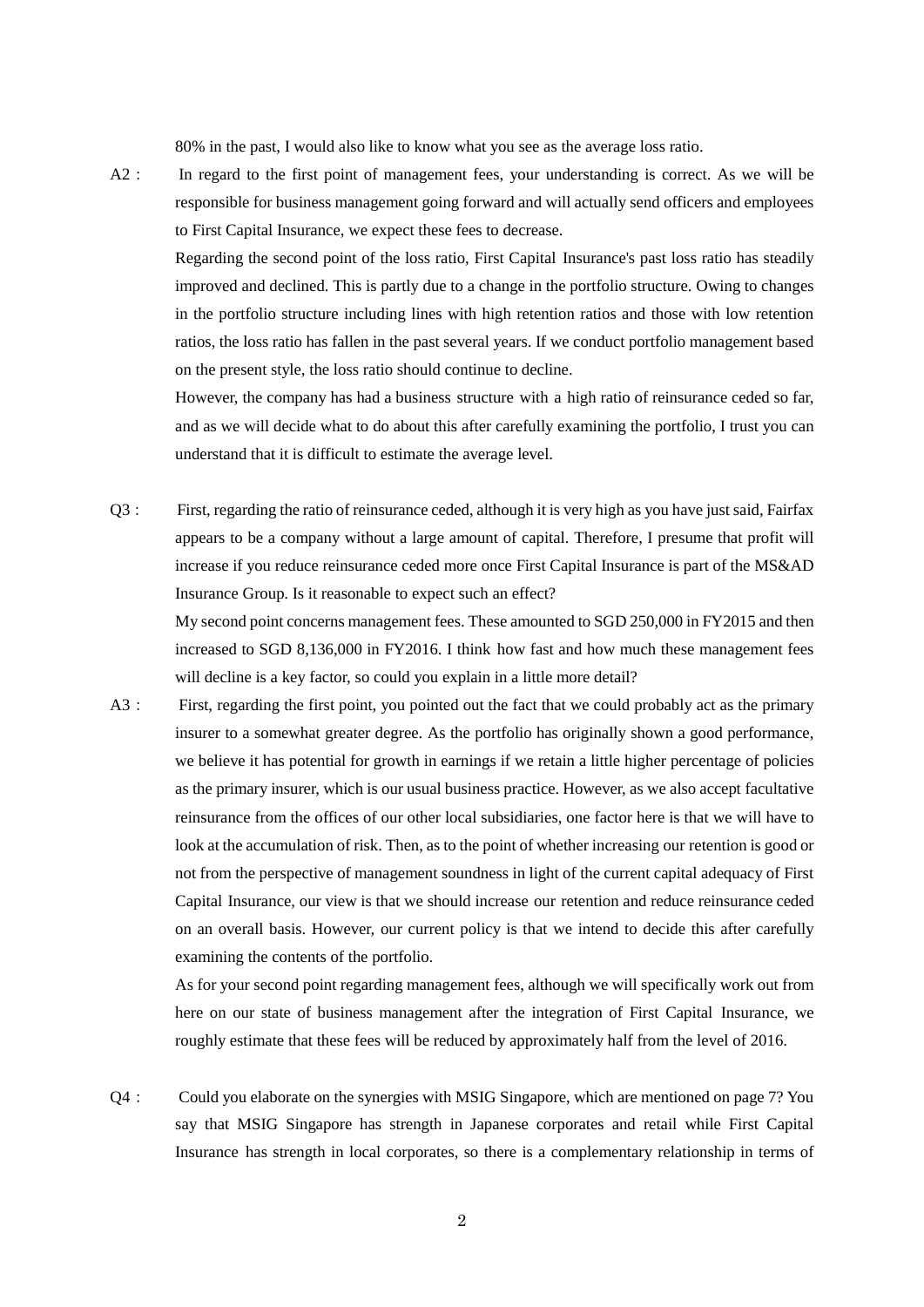80% in the past, I would also like to know what you see as the average loss ratio.

A2 : In regard to the first point of management fees, your understanding is correct. As we will be responsible for business management going forward and will actually send officers and employees to First Capital Insurance, we expect these fees to decrease.

Regarding the second point of the loss ratio, First Capital Insurance's past loss ratio has steadily improved and declined. This is partly due to a change in the portfolio structure. Owing to changes in the portfolio structure including lines with high retention ratios and those with low retention ratios, the loss ratio has fallen in the past several years. If we conduct portfolio management based on the present style, the loss ratio should continue to decline.

However, the company has had a business structure with a high ratio of reinsurance ceded so far, and as we will decide what to do about this after carefully examining the portfolio, I trust you can understand that it is difficult to estimate the average level.

Q3 : First, regarding the ratio of reinsurance ceded, although it is very high as you have just said, Fairfax appears to be a company without a large amount of capital. Therefore, I presume that profit will increase if you reduce reinsurance ceded more once First Capital Insurance is part of the MS&AD Insurance Group. Is it reasonable to expect such an effect?

My second point concerns management fees. These amounted to SGD 250,000 in FY2015 and then increased to SGD 8,136,000 in FY2016. I think how fast and how much these management fees will decline is a key factor, so could you explain in a little more detail?

A3 : First, regarding the first point, you pointed out the fact that we could probably act as the primary insurer to a somewhat greater degree. As the portfolio has originally shown a good performance, we believe it has potential for growth in earnings if we retain a little higher percentage of policies as the primary insurer, which is our usual business practice. However, as we also accept facultative reinsurance from the offices of our other local subsidiaries, one factor here is that we will have to look at the accumulation of risk. Then, as to the point of whether increasing our retention is good or not from the perspective of management soundness in light of the current capital adequacy of First Capital Insurance, our view is that we should increase our retention and reduce reinsurance ceded on an overall basis. However, our current policy is that we intend to decide this after carefully examining the contents of the portfolio.

As for your second point regarding management fees, although we will specifically work out from here on our state of business management after the integration of First Capital Insurance, we roughly estimate that these fees will be reduced by approximately half from the level of 2016.

Q4 : Could you elaborate on the synergies with MSIG Singapore, which are mentioned on page 7? You say that MSIG Singapore has strength in Japanese corporates and retail while First Capital Insurance has strength in local corporates, so there is a complementary relationship in terms of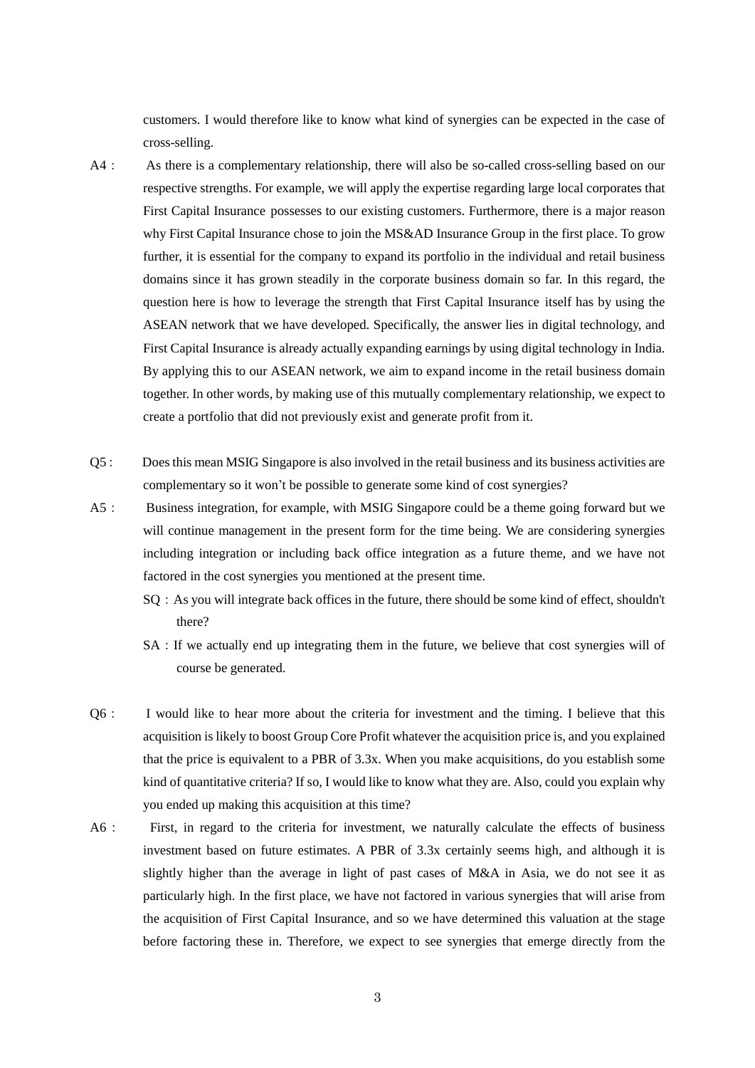customers. I would therefore like to know what kind of synergies can be expected in the case of cross-selling.

A4 : As there is a complementary relationship, there will also be so-called cross-selling based on our respective strengths. For example, we will apply the expertise regarding large local corporates that First Capital Insurance possesses to our existing customers. Furthermore, there is a major reason why First Capital Insurance chose to join the MS&AD Insurance Group in the first place. To grow further, it is essential for the company to expand its portfolio in the individual and retail business domains since it has grown steadily in the corporate business domain so far. In this regard, the question here is how to leverage the strength that First Capital Insurance itself has by using the ASEAN network that we have developed. Specifically, the answer lies in digital technology, and First Capital Insurance is already actually expanding earnings by using digital technology in India. By applying this to our ASEAN network, we aim to expand income in the retail business domain together. In other words, by making use of this mutually complementary relationship, we expect to create a portfolio that did not previously exist and generate profit from it.

Q5 : Does this mean MSIG Singapore is also involved in the retail business and its business activities are complementary so it won't be possible to generate some kind of cost synergies?

A5 : Business integration, for example, with MSIG Singapore could be a theme going forward but we will continue management in the present form for the time being. We are considering synergies including integration or including back office integration as a future theme, and we have not factored in the cost synergies you mentioned at the present time.

SQ : As you will integrate back offices in the future, there should be some kind of effect, shouldn't there?

SA : If we actually end up integrating them in the future, we believe that cost synergies will of course be generated.

Q6 : I would like to hear more about the criteria for investment and the timing. I believe that this acquisition is likely to boost Group Core Profit whatever the acquisition price is, and you explained that the price is equivalent to a PBR of 3.3x. When you make acquisitions, do you establish some kind of quantitative criteria? If so, I would like to know what they are. Also, could you explain why you ended up making this acquisition at this time?

A6 : First, in regard to the criteria for investment, we naturally calculate the effects of business investment based on future estimates. A PBR of 3.3x certainly seems high, and although it is slightly higher than the average in light of past cases of M&A in Asia, we do not see it as particularly high. In the first place, we have not factored in various synergies that will arise from the acquisition of First Capital Insurance, and so we have determined this valuation at the stage before factoring these in. Therefore, we expect to see synergies that emerge directly from the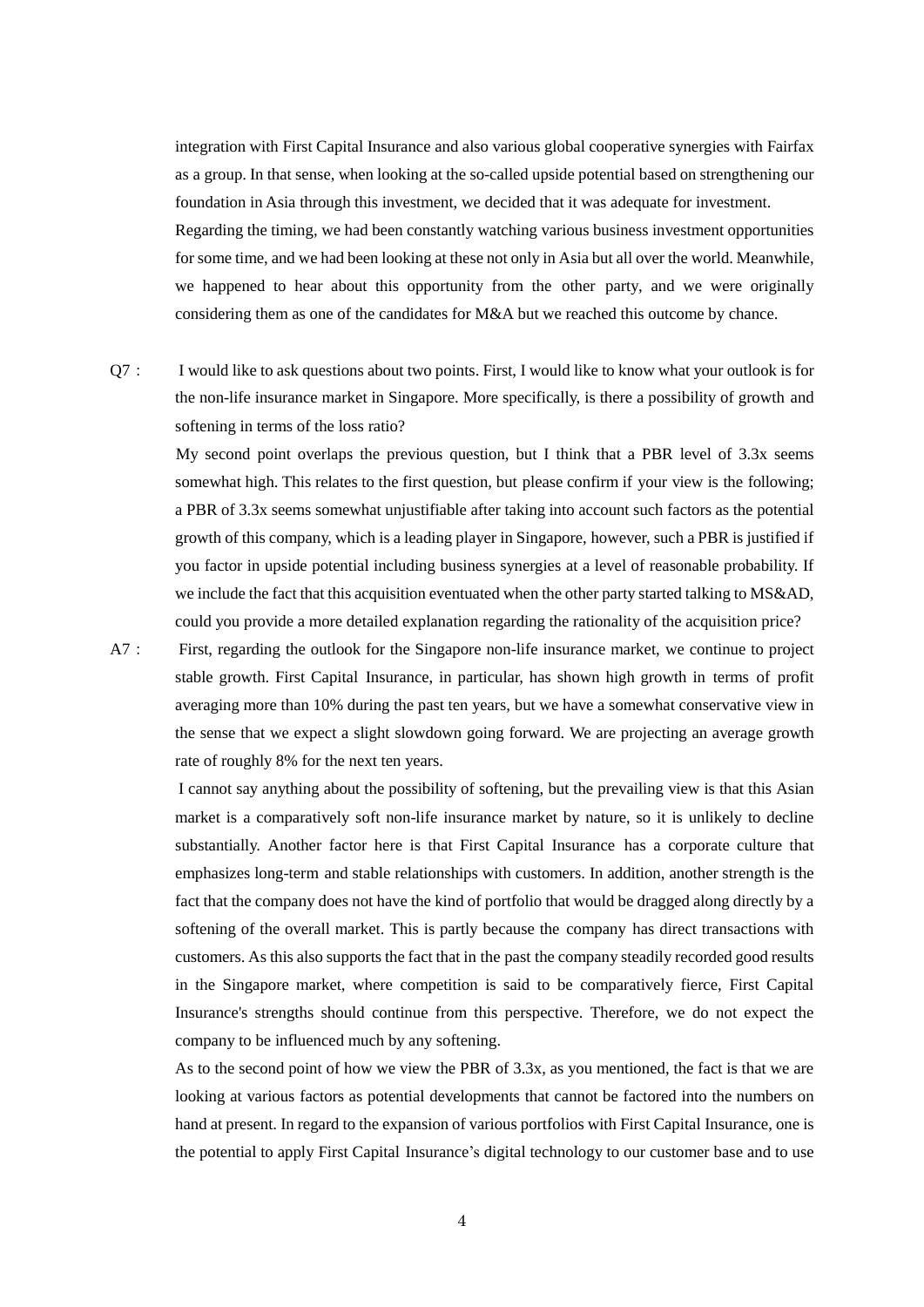integration with First Capital Insurance and also various global cooperative synergies with Fairfax as a group. In that sense, when looking at the so-called upside potential based on strengthening our foundation in Asia through this investment, we decided that it was adequate for investment.

Regarding the timing, we had been constantly watching various business investment opportunities for some time, and we had been looking at these not only in Asia but all over the world. Meanwhile, we happened to hear about this opportunity from the other party, and we were originally considering them as one of the candidates for M&A but we reached this outcome by chance.

Q7 : I would like to ask questions about two points. First, I would like to know what your outlook is for the non-life insurance market in Singapore. More specifically, is there a possibility of growth and softening in terms of the loss ratio?

My second point overlaps the previous question, but I think that a PBR level of 3.3x seems somewhat high. This relates to the first question, but please confirm if your view is the following; a PBR of 3.3x seems somewhat unjustifiable after taking into account such factors as the potential growth of this company, which is a leading player in Singapore, however, such a PBR is justified if you factor in upside potential including business synergies at a level of reasonable probability. If we include the fact that this acquisition eventuated when the other party started talking to MS&AD, could you provide a more detailed explanation regarding the rationality of the acquisition price?

A7 : First, regarding the outlook for the Singapore non-life insurance market, we continue to project stable growth. First Capital Insurance, in particular, has shown high growth in terms of profit averaging more than 10% during the past ten years, but we have a somewhat conservative view in the sense that we expect a slight slowdown going forward. We are projecting an average growth rate of roughly 8% for the next ten years.

I cannot say anything about the possibility of softening, but the prevailing view is that this Asian market is a comparatively soft non-life insurance market by nature, so it is unlikely to decline substantially. Another factor here is that First Capital Insurance has a corporate culture that emphasizes long-term and stable relationships with customers. In addition, another strength is the fact that the company does not have the kind of portfolio that would be dragged along directly by a softening of the overall market. This is partly because the company has direct transactions with customers. As this also supports the fact that in the past the company steadily recorded good results in the Singapore market, where competition is said to be comparatively fierce, First Capital Insurance's strengths should continue from this perspective. Therefore, we do not expect the company to be influenced much by any softening.

As to the second point of how we view the PBR of 3.3x, as you mentioned, the fact is that we are looking at various factors as potential developments that cannot be factored into the numbers on hand at present. In regard to the expansion of various portfolios with First Capital Insurance, one is the potential to apply First Capital Insurance's digital technology to our customer base and to use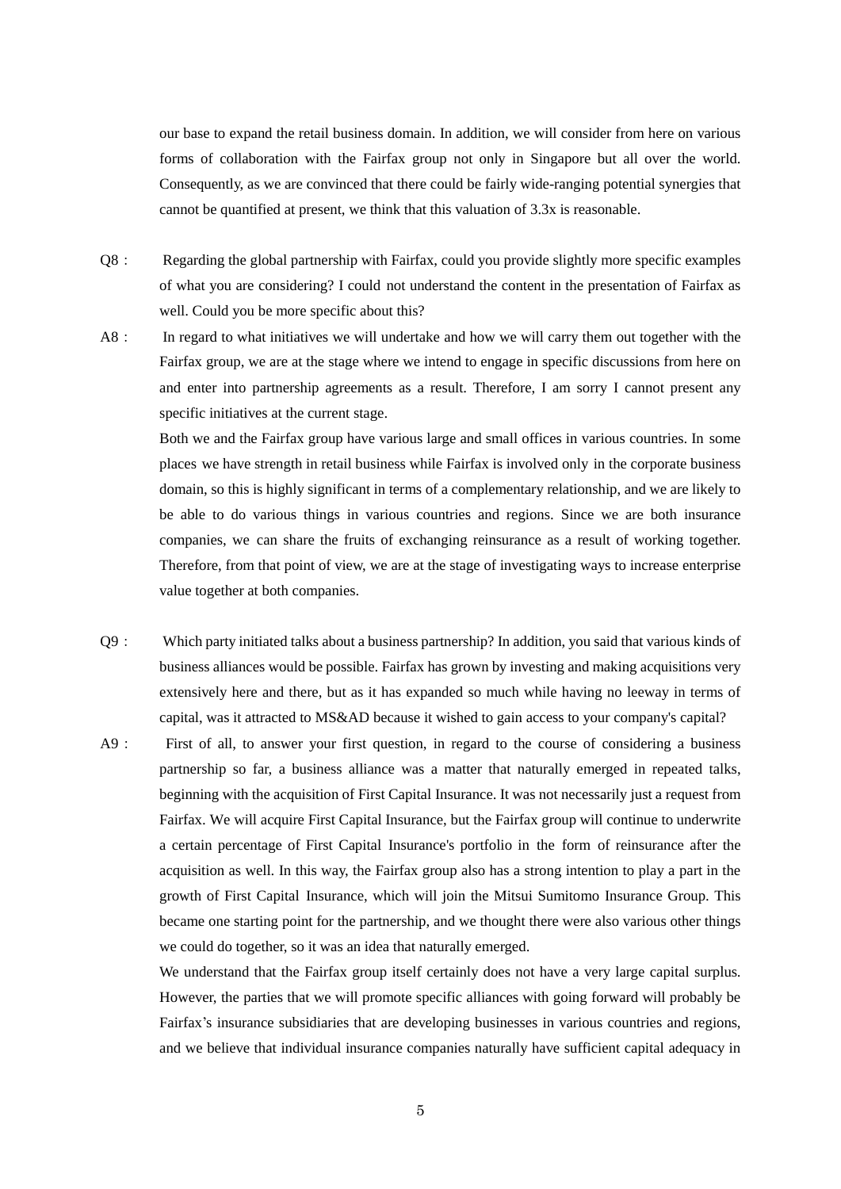our base to expand the retail business domain. In addition, we will consider from here on various forms of collaboration with the Fairfax group not only in Singapore but all over the world. Consequently, as we are convinced that there could be fairly wide-ranging potential synergies that cannot be quantified at present, we think that this valuation of 3.3x is reasonable.

Q8： Regarding the global partnership with Fairfax, could you provide slightly more specific examples of what you are considering? I could not understand the content in the presentation of Fairfax as well. Could you be more specific about this?

A8： In regard to what initiatives we will undertake and how we will carry them out together with the Fairfax group, we are at the stage where we intend to engage in specific discussions from here on and enter into partnership agreements as a result. Therefore, I am sorry I cannot present any specific initiatives at the current stage.

Both we and the Fairfax group have various large and small offices in various countries. In some places we have strength in retail business while Fairfax is involved only in the corporate business domain, so this is highly significant in terms of a complementary relationship, and we are likely to be able to do various things in various countries and regions. Since we are both insurance companies, we can share the fruits of exchanging reinsurance as a result of working together. Therefore, from that point of view, we are at the stage of investigating ways to increase enterprise value together at both companies.

Q9： Which party initiated talks about a business partnership? In addition, you said that various kinds of business alliances would be possible. Fairfax has grown by investing and making acquisitions very extensively here and there, but as it has expanded so much while having no leeway in terms of capital, was it attracted to MS&AD because it wished to gain access to your company's capital?

A9： First of all, to answer your first question, in regard to the course of considering a business partnership so far, a business alliance was a matter that naturally emerged in repeated talks, beginning with the acquisition of First Capital Insurance. It was not necessarily just a request from Fairfax. We will acquire First Capital Insurance, but the Fairfax group will continue to underwrite a certain percentage of First Capital Insurance's portfolio in the form of reinsurance after the acquisition as well. In this way, the Fairfax group also has a strong intention to play a part in the growth of First Capital Insurance, which will join the Mitsui Sumitomo Insurance Group. This became one starting point for the partnership, and we thought there were also various other things we could do together, so it was an idea that naturally emerged.

We understand that the Fairfax group itself certainly does not have a very large capital surplus. However, the parties that we will promote specific alliances with going forward will probably be Fairfax's insurance subsidiaries that are developing businesses in various countries and regions, and we believe that individual insurance companies naturally have sufficient capital adequacy in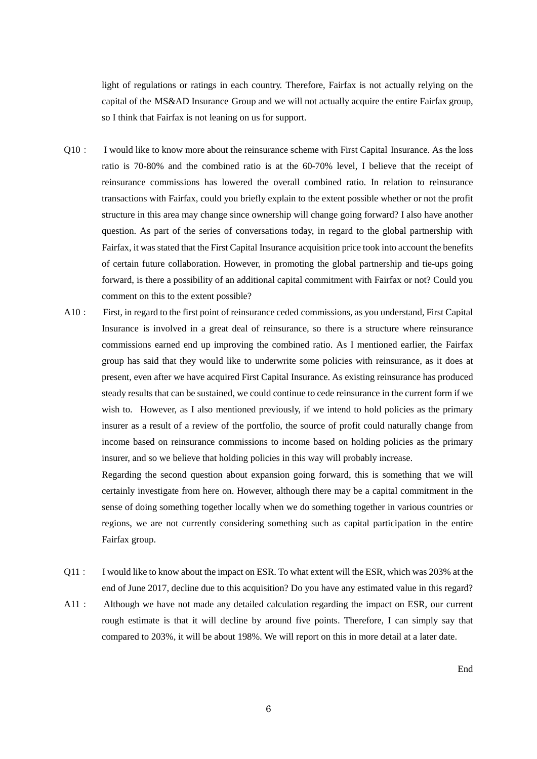light of regulations or ratings in each country. Therefore, Fairfax is not actually relying on the capital of the MS&AD Insurance Group and we will not actually acquire the entire Fairfax group, so I think that Fairfax is not leaning on us for support.

Q10： I would like to know more about the reinsurance scheme with First Capital Insurance. As the loss ratio is 70-80% and the combined ratio is at the 60-70% level, I believe that the receipt of reinsurance commissions has lowered the overall combined ratio. In relation to reinsurance transactions with Fairfax, could you briefly explain to the extent possible whether or not the profit structure in this area may change since ownership will change going forward? I also have another question. As part of the series of conversations today, in regard to the global partnership with Fairfax, it was stated that the First Capital Insurance acquisition price took into account the benefits of certain future collaboration. However, in promoting the global partnership and tie-ups going forward, is there a possibility of an additional capital commitment with Fairfax or not? Could you comment on this to the extent possible?

A10： First, in regard to the first point of reinsurance ceded commissions, as you understand, First Capital Insurance is involved in a great deal of reinsurance, so there is a structure where reinsurance commissions earned end up improving the combined ratio. As I mentioned earlier, the Fairfax group has said that they would like to underwrite some policies with reinsurance, as it does at present, even after we have acquired First Capital Insurance. As existing reinsurance has produced steady results that can be sustained, we could continue to cede reinsurance in the current form if we wish to. However, as I also mentioned previously, if we intend to hold policies as the primary insurer as a result of a review of the portfolio, the source of profit could naturally change from income based on reinsurance commissions to income based on holding policies as the primary insurer, and so we believe that holding policies in this way will probably increase.

Regarding the second question about expansion going forward, this is something that we will certainly investigate from here on. However, although there may be a capital commitment in the sense of doing something together locally when we do something together in various countries or regions, we are not currently considering something such as capital participation in the entire Fairfax group.

Q11： I would like to know about the impact on ESR. To what extent will the ESR, which was 203% at the end of June 2017, decline due to this acquisition? Do you have any estimated value in this regard?

A11： Although we have not made any detailed calculation regarding the impact on ESR, our current rough estimate is that it will decline by around five points. Therefore, I can simply say that compared to 203%, it will be about 198%. We will report on this in more detail at a later date.

End